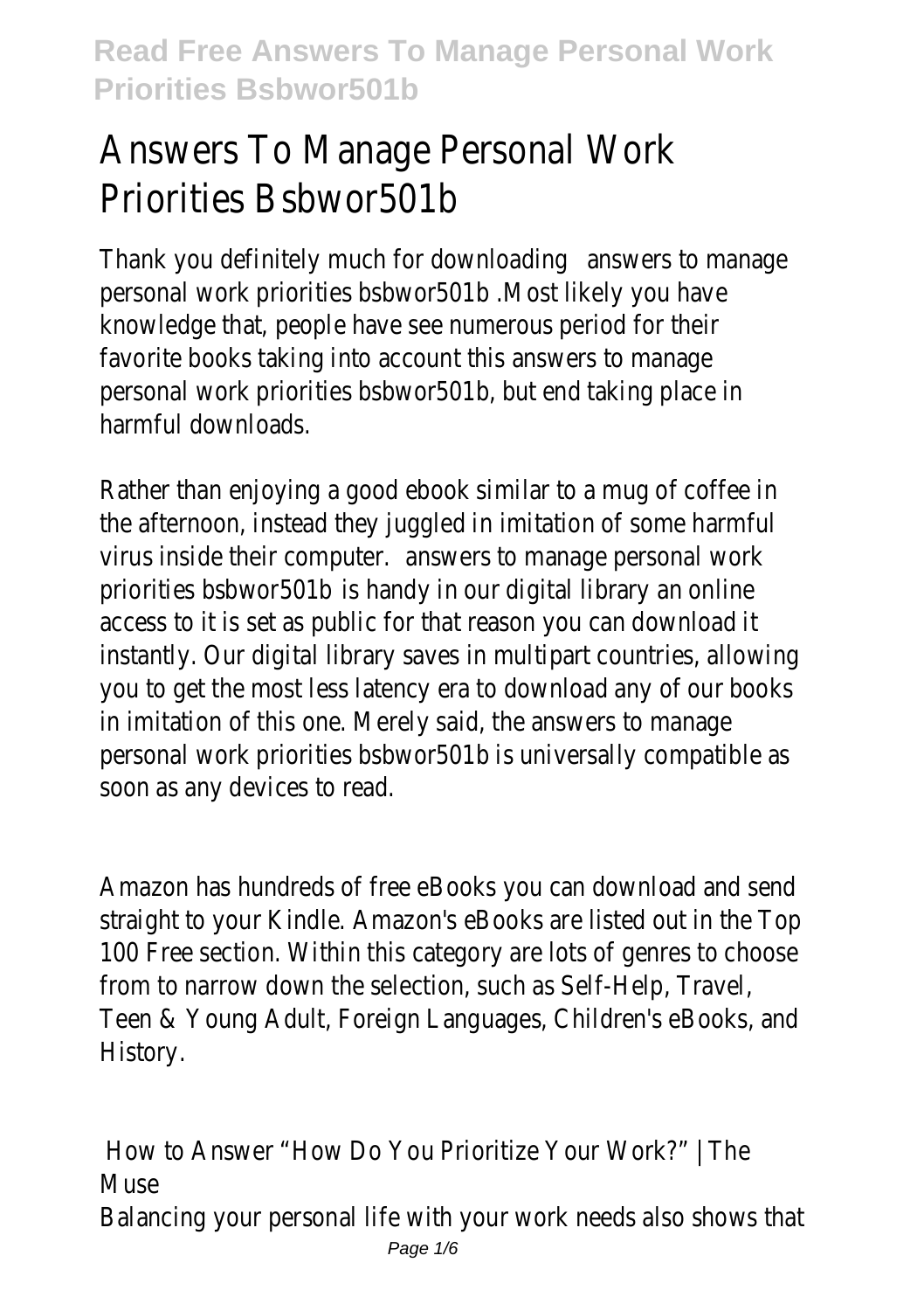# Answers To Manage Personal Work Priorities Bsbwor501b

Thank you definitely much for downloading answers to manage personal work priorities bsbwor501b .Most likely you have knowledge that, people have see numerous period for their favorite books taking into account this answers to manage personal work priorities bsbwor501b, but end taking place in harmful downloads.

Rather than enjoying a good ebook similar to a mug of coffee in the afternoon, instead they juggled in imitation of some harmful virus inside their computer. answers to manage personal work priorities bsbwor501b is handy in our digital library an online access to it is set as public for that reason you can download it instantly. Our digital library saves in multipart countries, allowing you to get the most less latency era to download any of our books in imitation of this one. Merely said, the answers to manage personal work priorities bsbwor501b is universally compatible as soon as any devices to read.

Amazon has hundreds of free eBooks you can download and send straight to your Kindle. Amazon's eBooks are listed out in the Top 100 Free section. Within this category are lots of genres to choose from to narrow down the selection, such as Self-Help, Travel, Teen & Young Adult, Foreign Languages, Children's eBooks, and History.

## How to Answer "How Do You Prioritize Your Work?" | The Muse

Balancing your personal life with your work needs also shows that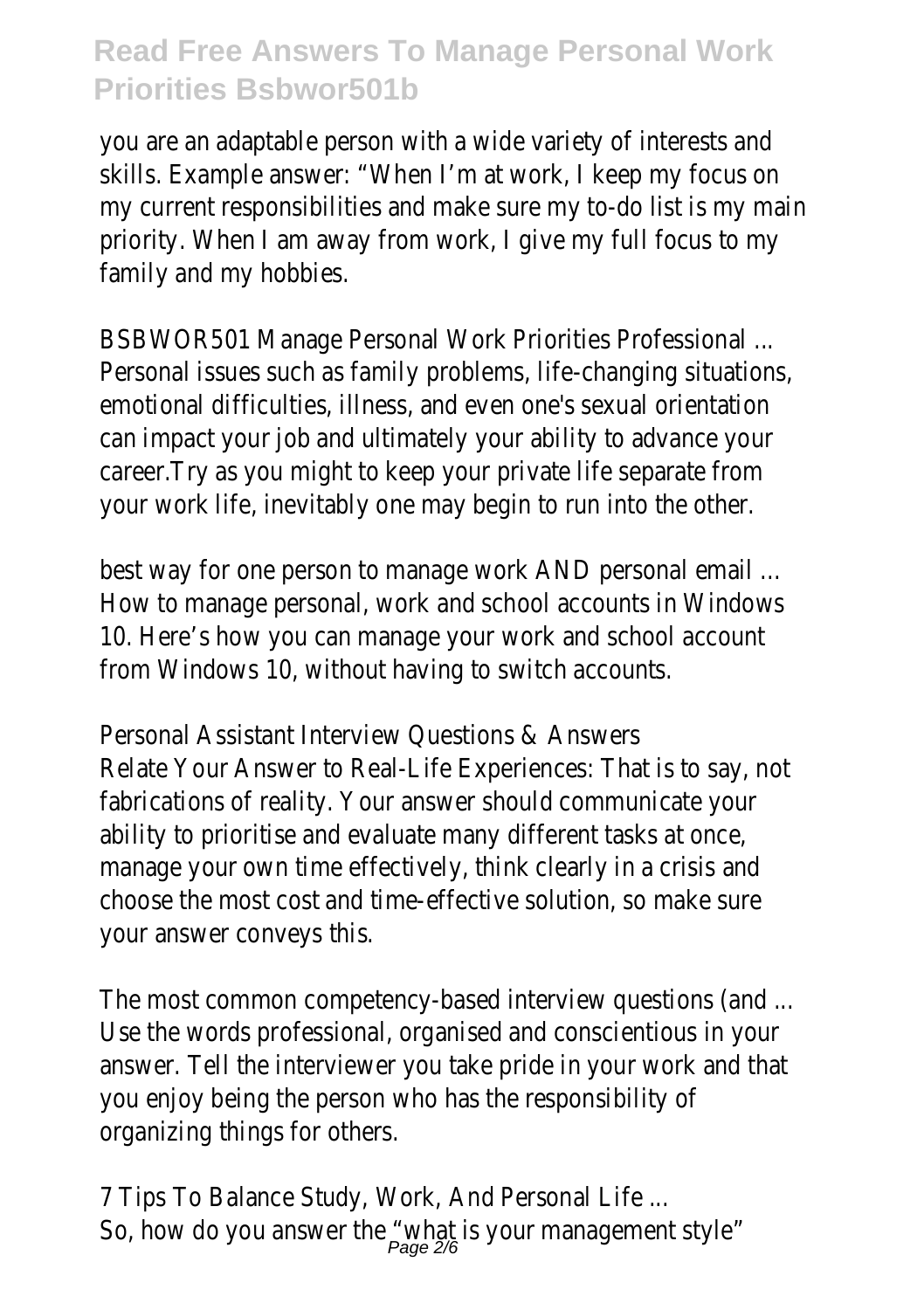you are an adaptable person with a wide variety of interests and skills. Example answer: "When I'm at work, I keep my focus on my current responsibilities and make sure my to-do list is my main priority. When I am away from work, I give my full focus to my family and my hobbies.

BSBWOR501 Manage Personal Work Priorities Professional ...
Personal issues such as family problems, life-changing situations, emotional difficulties, illness, and even one's sexual orientation can impact your job and ultimately your ability to advance your career.Try as you might to keep your private life separate from your work life, inevitably one may begin to run into the other.

best way for one person to manage work AND personal email ...
How to manage personal, work and school accounts in Windows 10. Here's how you can manage your work and school account from Windows 10, without having to switch accounts.

Personal Assistant Interview Questions & Answers
Relate Your Answer to Real-Life Experiences: That is to say, not fabrications of reality. Your answer should communicate your ability to prioritise and evaluate many different tasks at once, manage your own time effectively, think clearly in a crisis and choose the most cost and time-effective solution, so make sure your answer conveys this.

The most common competency-based interview questions (and ...
Use the words professional, organised and conscientious in your answer. Tell the interviewer you take pride in your work and that you enjoy being the person who has the responsibility of organizing things for others.

7 Tips To Balance Study, Work, And Personal Life ...
So, how do you answer the "what is your management style"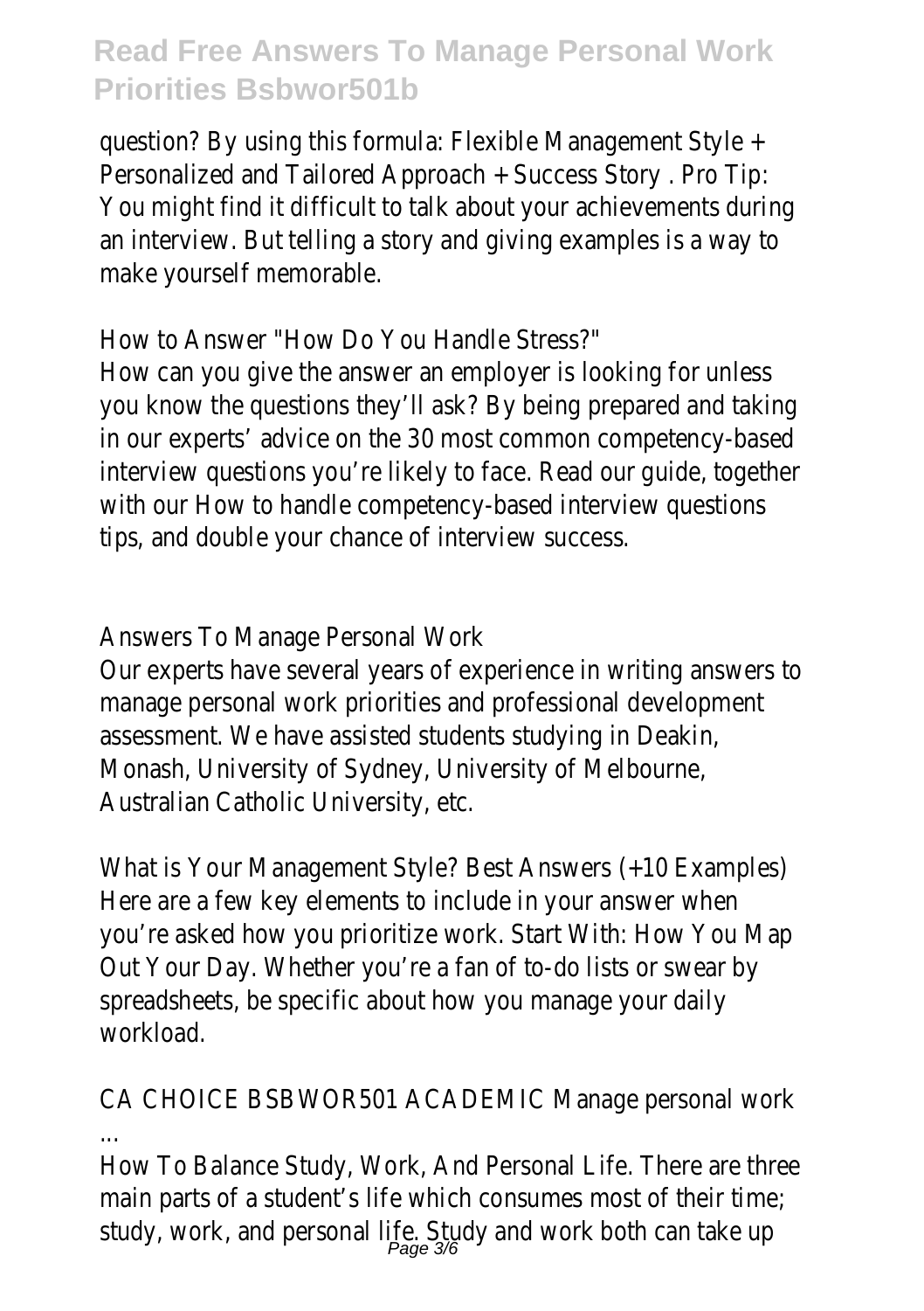question? By using this formula: Flexible Management Style + Personalized and Tailored Approach + Success Story . Pro Tip: You might find it difficult to talk about your achievements during an interview. But telling a story and giving examples is a way to make yourself memorable.

How to Answer "How Do You Handle Stress?"

How can you give the answer an employer is looking for unless you know the questions they'll ask? By being prepared and taking in our experts' advice on the 30 most common competency-based interview questions you're likely to face. Read our guide, together with our How to handle competency-based interview questions tips, and double your chance of interview success.

## Answers To Manage Personal Work

Our experts have several years of experience in writing answers to manage personal work priorities and professional development assessment. We have assisted students studying in Deakin, Monash, University of Sydney, University of Melbourne, Australian Catholic University, etc.

What is Your Management Style? Best Answers (+10 Examples)

Here are a few key elements to include in your answer when you're asked how you prioritize work. Start With: How You Map Out Your Day. Whether you're a fan of to-do lists or swear by spreadsheets, be specific about how you manage your daily workload.

CA CHOICE BSBWOR501 ACADEMIC Manage personal work ...

How To Balance Study, Work, And Personal Life. There are three main parts of a student's life which consumes most of their time; study, work, and personal life. Study and work both can take up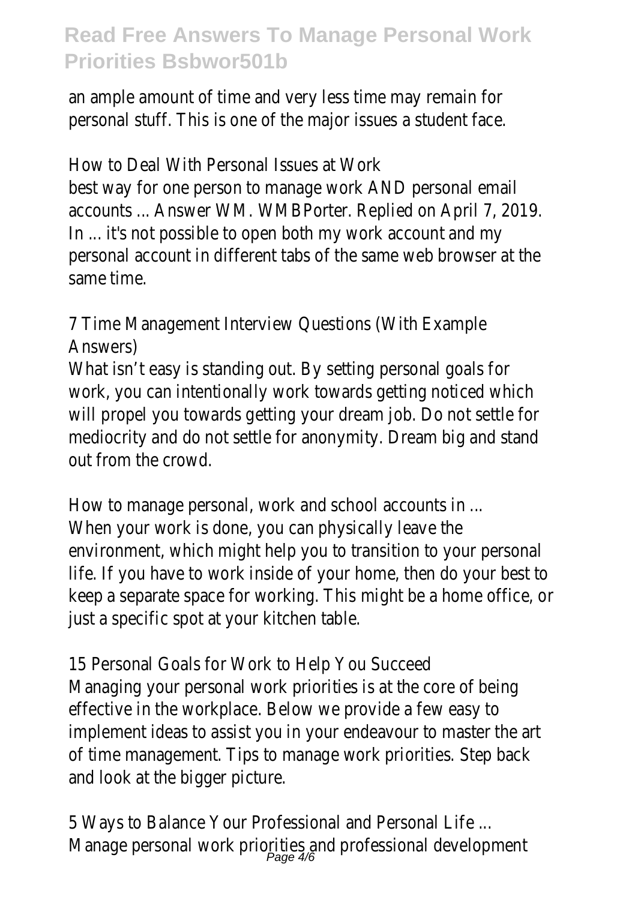an ample amount of time and very less time may remain for personal stuff. This is one of the major issues a student face.

How to Deal With Personal Issues at Work

best way for one person to manage work AND personal email accounts ... Answer WM. WMBPorter. Replied on April 7, 2019. In ... it's not possible to open both my work account and my personal account in different tabs of the same web browser at the same time.

7 Time Management Interview Questions (With Example Answers)

What isn't easy is standing out. By setting personal goals for work, you can intentionally work towards getting noticed which will propel you towards getting your dream job. Do not settle for mediocrity and do not settle for anonymity. Dream big and stand out from the crowd.

How to manage personal, work and school accounts in ...

When your work is done, you can physically leave the environment, which might help you to transition to your personal life. If you have to work inside of your home, then do your best to keep a separate space for working. This might be a home office, or just a specific spot at your kitchen table.

15 Personal Goals for Work to Help You Succeed

Managing your personal work priorities is at the core of being effective in the workplace. Below we provide a few easy to implement ideas to assist you in your endeavour to master the art of time management. Tips to manage work priorities. Step back and look at the bigger picture.

5 Ways to Balance Your Professional and Personal Life ...

Manage personal work priorities and professional development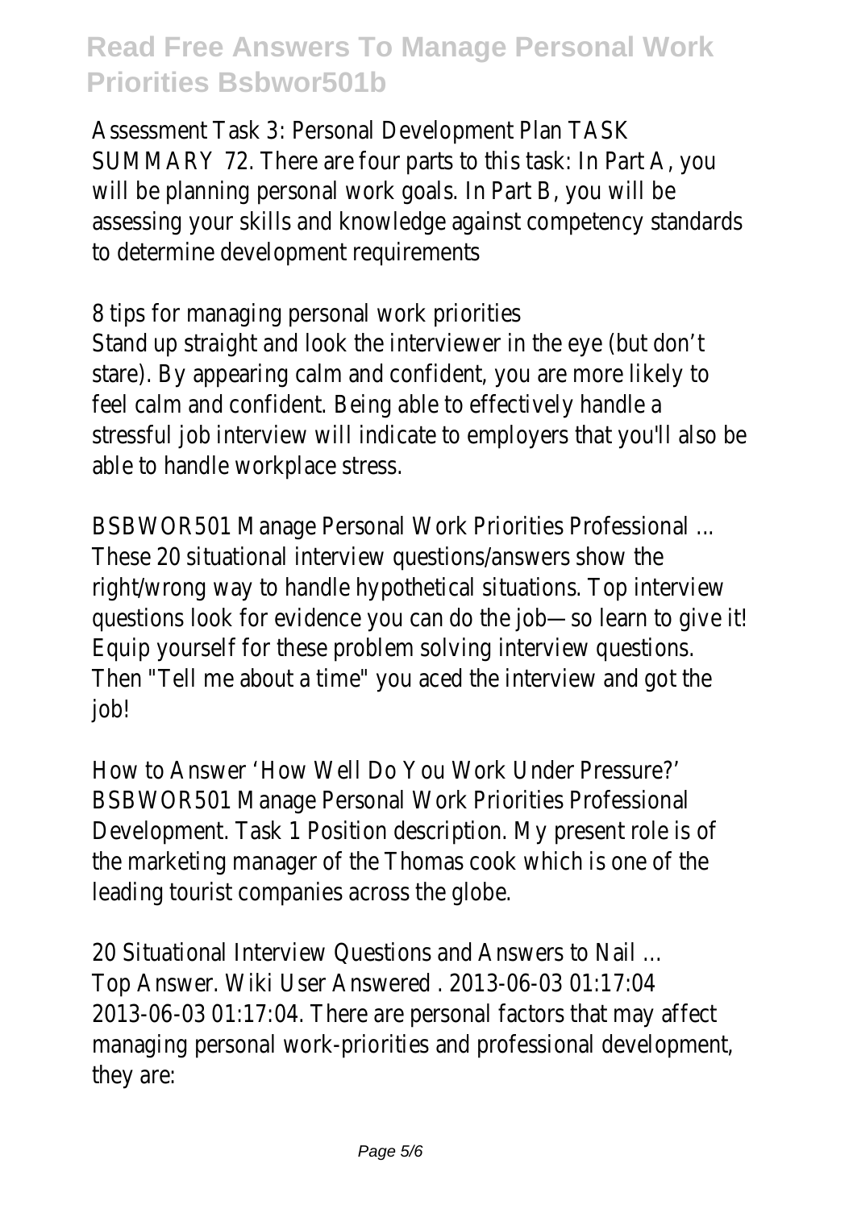Assessment Task 3: Personal Development Plan TASK SUMMARY 72. There are four parts to this task: In Part A, you will be planning personal work goals. In Part B, you will be assessing your skills and knowledge against competency standards to determine development requirements

8 tips for managing personal work priorities

Stand up straight and look the interviewer in the eye (but don't stare). By appearing calm and confident, you are more likely to feel calm and confident. Being able to effectively handle a stressful job interview will indicate to employers that you'll also be able to handle workplace stress.

BSBWOR501 Manage Personal Work Priorities Professional ...

These 20 situational interview questions/answers show the right/wrong way to handle hypothetical situations. Top interview questions look for evidence you can do the job—so learn to give it! Equip yourself for these problem solving interview questions. Then "Tell me about a time" you aced the interview and got the job!

How to Answer 'How Well Do You Work Under Pressure?'

BSBWOR501 Manage Personal Work Priorities Professional Development. Task 1 Position description. My present role is of the marketing manager of the Thomas cook which is one of the leading tourist companies across the globe.

20 Situational Interview Questions and Answers to Nail ...

Top Answer. Wiki User Answered . 2013-06-03 01:17:04 2013-06-03 01:17:04. There are personal factors that may affect managing personal work-priorities and professional development, they are: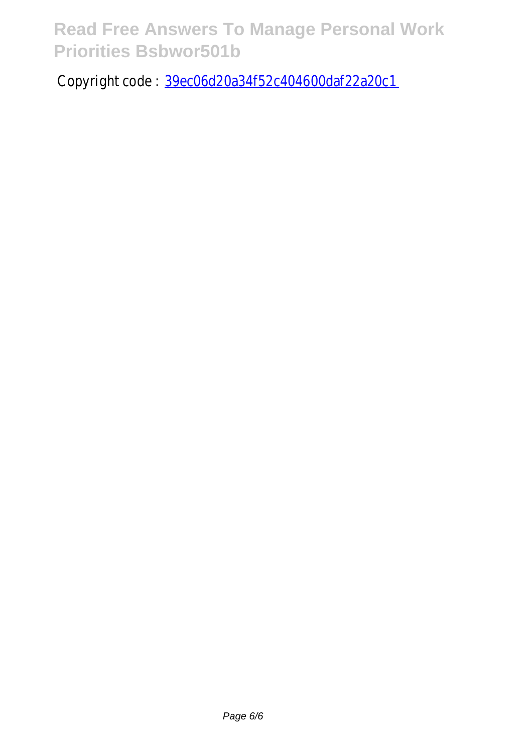Copyright code : [39ec06d20a34f52c404600daf22a20c1](39ec06d20a34f52c404600daf22a20c1)